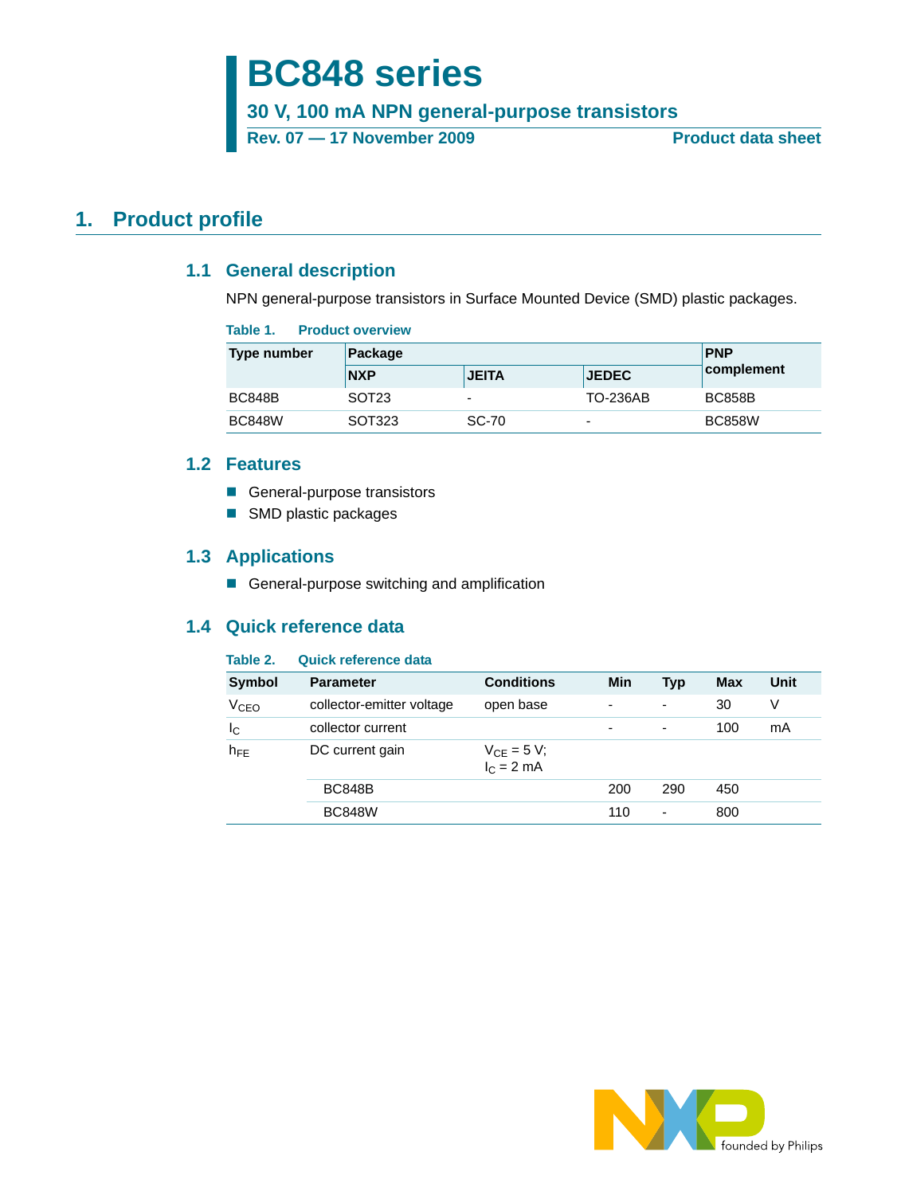# BC848 series

**30 V, 100 mA NPN general-purpose transistors**

**Rev. 07 — 17 November 2009** **Product data sheet**

## 1. Product profile

### 1.1 General description

NPN general-purpose transistors in Surface Mounted Device (SMD) plastic packages.

**Table 1. Product overview**

| Type number | Package | | | PNP complement |
|---|---|---|---|---|
| | NXP | JEITA | JEDEC | |
| BC848B | SOT23 | - | TO-236AB | BC858B |
| BC848W | SOT323 | SC-70 | - | BC858W |

### 1.2 Features

- General-purpose transistors
- SMD plastic packages

### 1.3 Applications

- General-purpose switching and amplification

### 1.4 Quick reference data

**Table 2. Quick reference data**

| Symbol | Parameter | Conditions | Min | Typ | Max | Unit |
|---|---|---|---|---|---|---|
| $V_{CEO}$ | collector-emitter voltage | open base | - | - | 30 | V |
| $I_C$ | collector current | | - | - | 100 | mA |
| $h_{FE}$ | DC current gain | $V_{CE}$ = 5 V; $I_C$ = 2 mA | | | | |
| | BC848B | | 200 | 290 | 450 | |
| | BC848W | | 110 | - | 800 | |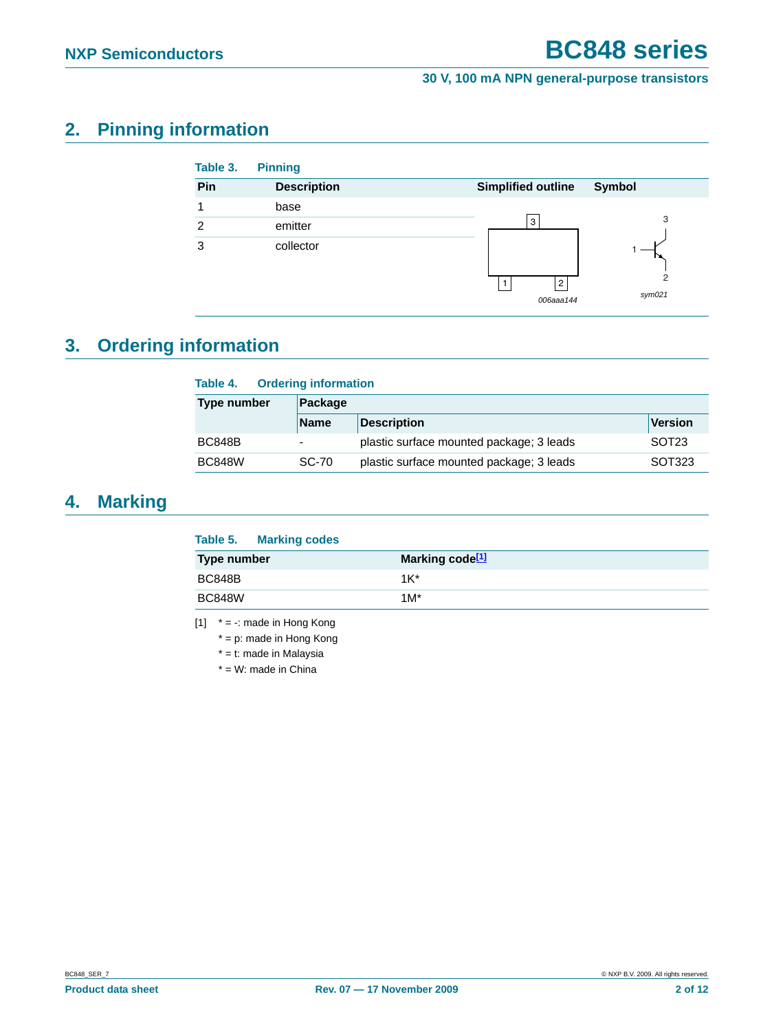## 2. Pinning information

**Table 3. Pinning**

| Pin | Description | Simplified outline | Symbol |
|---|---|---|---|
| 1 | base | | |
| 2 | emitter | | |
| 3 | collector | | |

006aaa144

sym021

## 3. Ordering information

**Table 4. Ordering information**

| Type number | Package | | |
|---|---|---|---|
| | Name | Description | Version |
| BC848B | - | plastic surface mounted package; 3 leads | SOT23 |
| BC848W | SC-70 | plastic surface mounted package; 3 leads | SOT323 |

## 4. Marking

**Table 5. Marking codes**

| Type number | Marking code[1] |
|---|---|
| BC848B | 1K* |
| BC848W | 1M* |

[1] * = -: made in Hong Kong

* = p: made in Hong Kong

* = t: made in Malaysia

* = W: made in China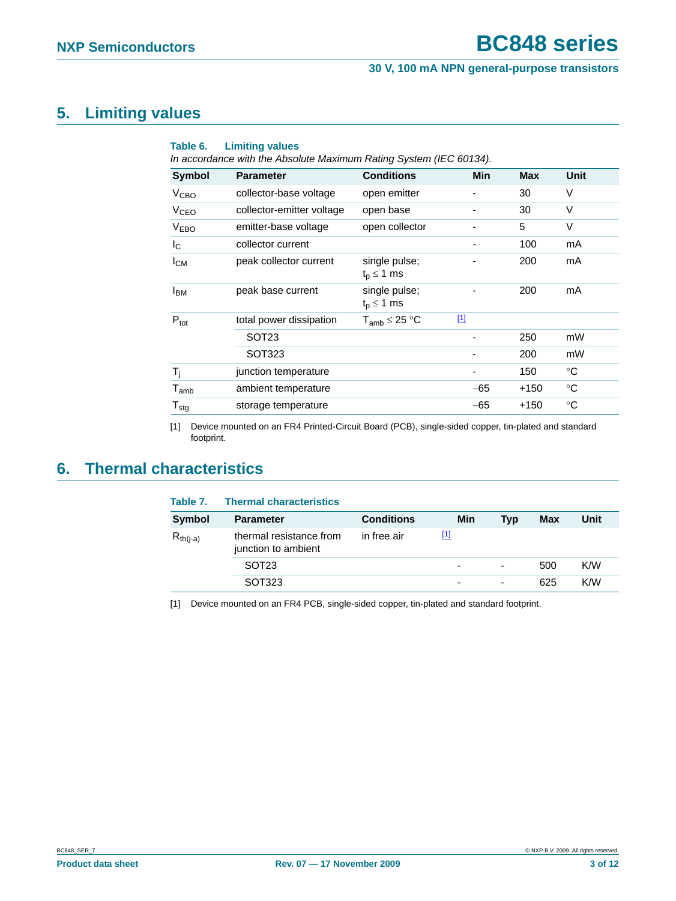## 5. Limiting values

**Table 6. Limiting values**

*In accordance with the Absolute Maximum Rating System (IEC 60134).*

| Symbol | Parameter | Conditions | Min | Max | Unit |
|---|---|---|---|---|---|
| $V_{CBO}$ | collector-base voltage | open emitter | - | 30 | V |
| $V_{CEO}$ | collector-emitter voltage | open base | - | 30 | V |
| $V_{EBO}$ | emitter-base voltage | open collector | - | 5 | V |
| $I_C$ | collector current | | - | 100 | mA |
| $I_{CM}$ | peak collector current | single pulse; $t_p \leq 1$ ms | - | 200 | mA |
| $I_{BM}$ | peak base current | single pulse; $t_p \leq 1$ ms | - | 200 | mA |
| $P_{tot}$ | total power dissipation | $T_{amb} \leq 25$ °C [1] | | | |
| | SOT23 | | - | 250 | mW |
| | SOT323 | | - | 200 | mW |
| $T_j$ | junction temperature | | - | 150 | °C |
| $T_{amb}$ | ambient temperature | | −65 | +150 | °C |
| $T_{stg}$ | storage temperature | | −65 | +150 | °C |

[1] Device mounted on an FR4 Printed-Circuit Board (PCB), single-sided copper, tin-plated and standard footprint.

## 6. Thermal characteristics

**Table 7. Thermal characteristics**

| Symbol | Parameter | Conditions | Min | Typ | Max | Unit |
|---|---|---|---|---|---|---|
| $R_{th(j-a)}$ | thermal resistance from junction to ambient | in free air [1] | | | | |
| | SOT23 | | - | - | 500 | K/W |
| | SOT323 | | - | - | 625 | K/W |

[1] Device mounted on an FR4 PCB, single-sided copper, tin-plated and standard footprint.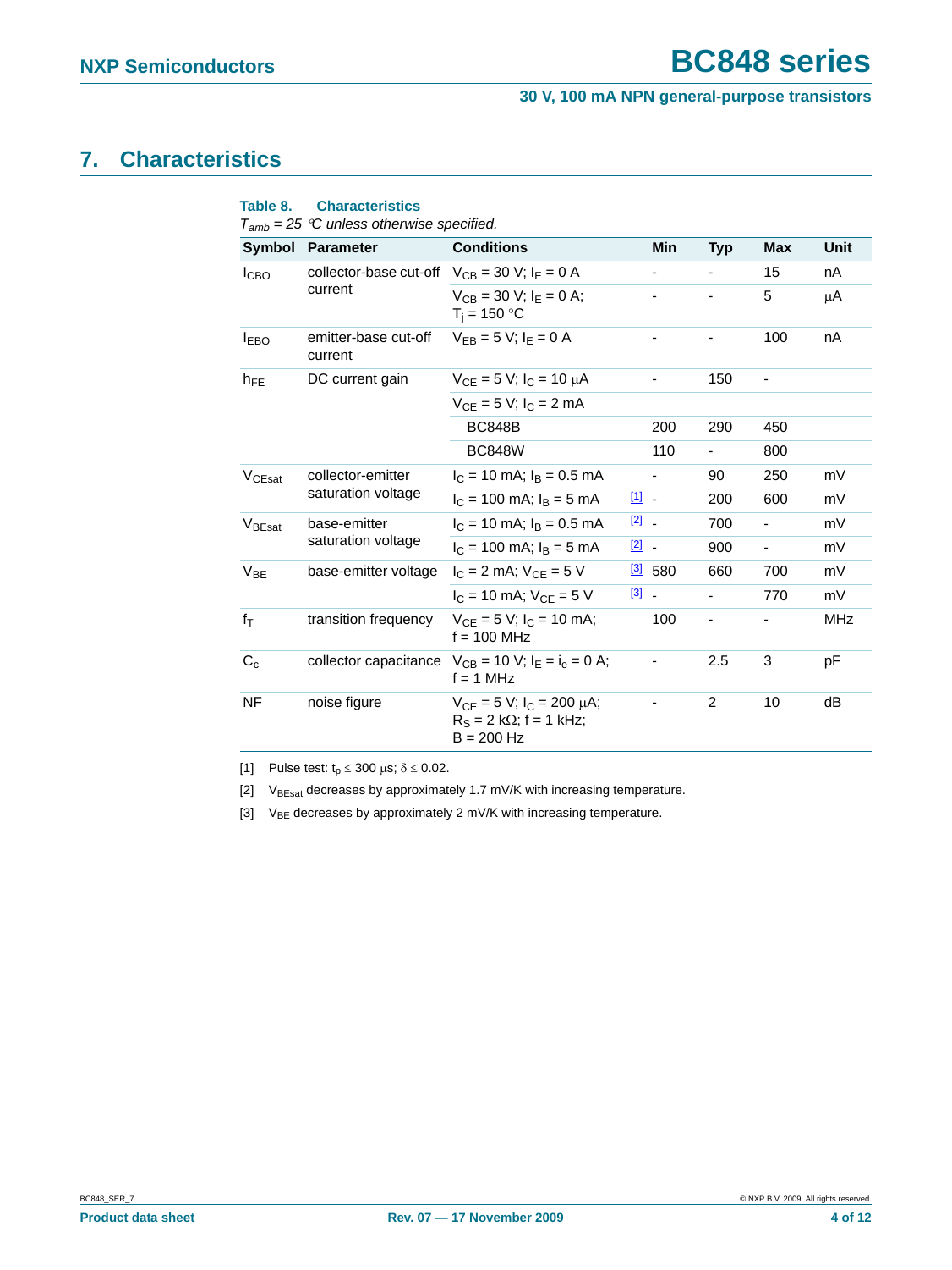## 7. Characteristics

**Table 8. Characteristics**

*$T_{amb}$ = 25 °C unless otherwise specified.*

| Symbol | Parameter | Conditions | | Min | Typ | Max | Unit |
|---|---|---|---|---|---|---|---|
| $I_{CBO}$ | collector-base cut-off current | $V_{CB}$ = 30 V; $I_E$ = 0 A | | - | - | 15 | nA |
| | | $V_{CB}$ = 30 V; $I_E$ = 0 A; $T_j$ = 150 °C | | - | - | 5 | μA |
| $I_{EBO}$ | emitter-base cut-off current | $V_{EB}$ = 5 V; $I_E$ = 0 A | | - | - | 100 | nA |
| $h_{FE}$ | DC current gain | $V_{CE}$ = 5 V; $I_C$ = 10 μA | | - | 150 | - | |
| | | $V_{CE}$ = 5 V; $I_C$ = 2 mA | | | | | |
| | | BC848B | | 200 | 290 | 450 | |
| | | BC848W | | 110 | - | 800 | |
| $V_{CEsat}$ | collector-emitter saturation voltage | $I_C$ = 10 mA; $I_B$ = 0.5 mA | | - | 90 | 250 | mV |
| | | $I_C$ = 100 mA; $I_B$ = 5 mA | [1] | - | 200 | 600 | mV |
| $V_{BEsat}$ | base-emitter saturation voltage | $I_C$ = 10 mA; $I_B$ = 0.5 mA | [2] | - | 700 | - | mV |
| | | $I_C$ = 100 mA; $I_B$ = 5 mA | [2] | - | 900 | - | mV |
| $V_{BE}$ | base-emitter voltage | $I_C$ = 2 mA; $V_{CE}$ = 5 V | [3] | 580 | 660 | 700 | mV |
| | | $I_C$ = 10 mA; $V_{CE}$ = 5 V | [3] | - | - | 770 | mV |
| $f_T$ | transition frequency | $V_{CE}$ = 5 V; $I_C$ = 10 mA; f = 100 MHz | | 100 | - | - | MHz |
| $C_c$ | collector capacitance | $V_{CB}$ = 10 V; $I_E$ = $i_e$ = 0 A; f = 1 MHz | | - | 2.5 | 3 | pF |
| NF | noise figure | $V_{CE}$ = 5 V; $I_C$ = 200 μA; $R_S$ = 2 kΩ; f = 1 kHz; B = 200 Hz | | - | 2 | 10 | dB |

[1] Pulse test: $t_p \leq 300$ μs; $\delta \leq 0.02$.

[2] $V_{BEsat}$ decreases by approximately 1.7 mV/K with increasing temperature.

[3] $V_{BE}$ decreases by approximately 2 mV/K with increasing temperature.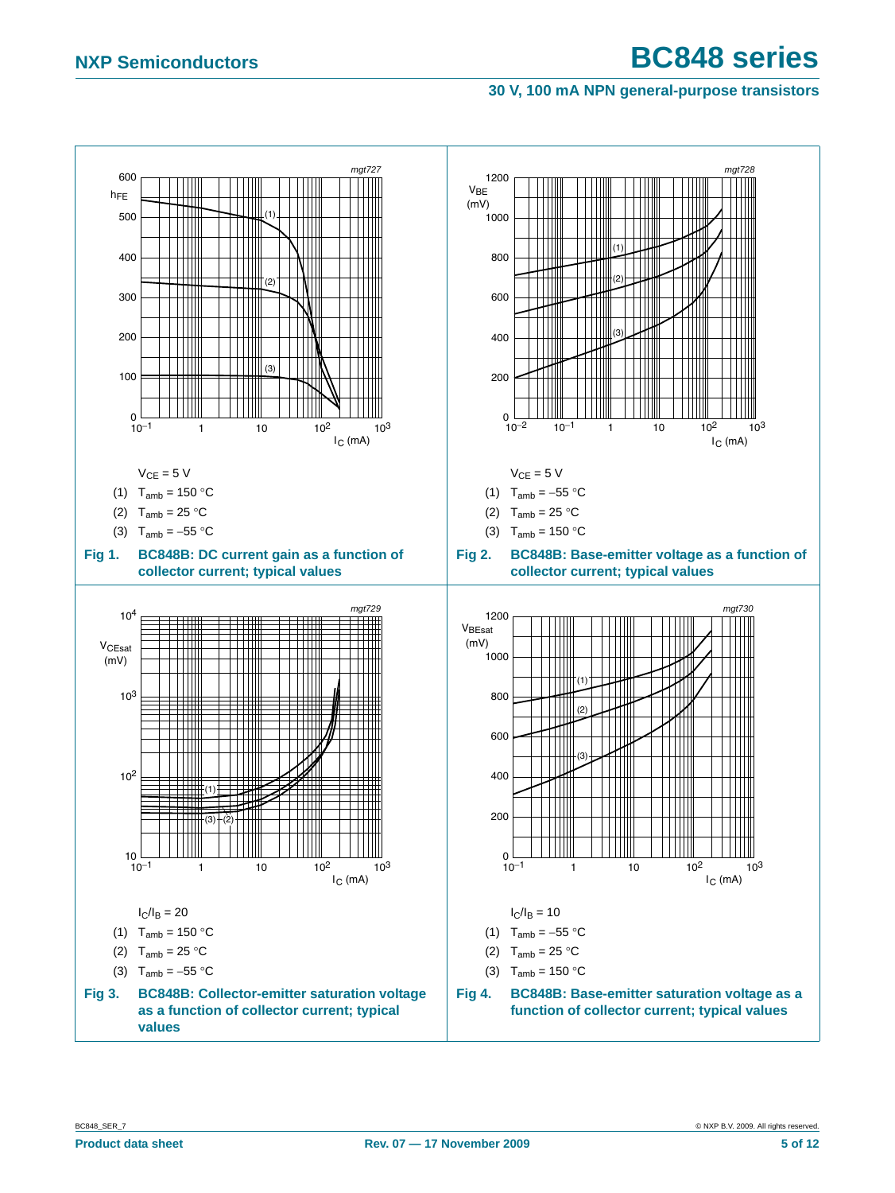mgt727

$V_{CE} = 5$ V

(1) $T_{amb} = 150$ °C

(2) $T_{amb} = 25$ °C

(3) $T_{amb} = -55$ °C

**Fig 1. BC848B: DC current gain as a function of collector current; typical values**

mgt728

$V_{CE} = 5$ V

(1) $T_{amb} = -55$ °C

(2) $T_{amb} = 25$ °C

(3) $T_{amb} = 150$ °C

**Fig 2. BC848B: Base-emitter voltage as a function of collector current; typical values**

mgt729

$I_C/I_B = 20$

(1) $T_{amb} = 150$ °C

(2) $T_{amb} = 25$ °C

(3) $T_{amb} = -55$ °C

**Fig 3. BC848B: Collector-emitter saturation voltage as a function of collector current; typical values**

mgt730

$I_C/I_B = 10$

(1) $T_{amb} = -55$ °C

(2) $T_{amb} = 25$ °C

(3) $T_{amb} = 150$ °C

**Fig 4. BC848B: Base-emitter saturation voltage as a function of collector current; typical values**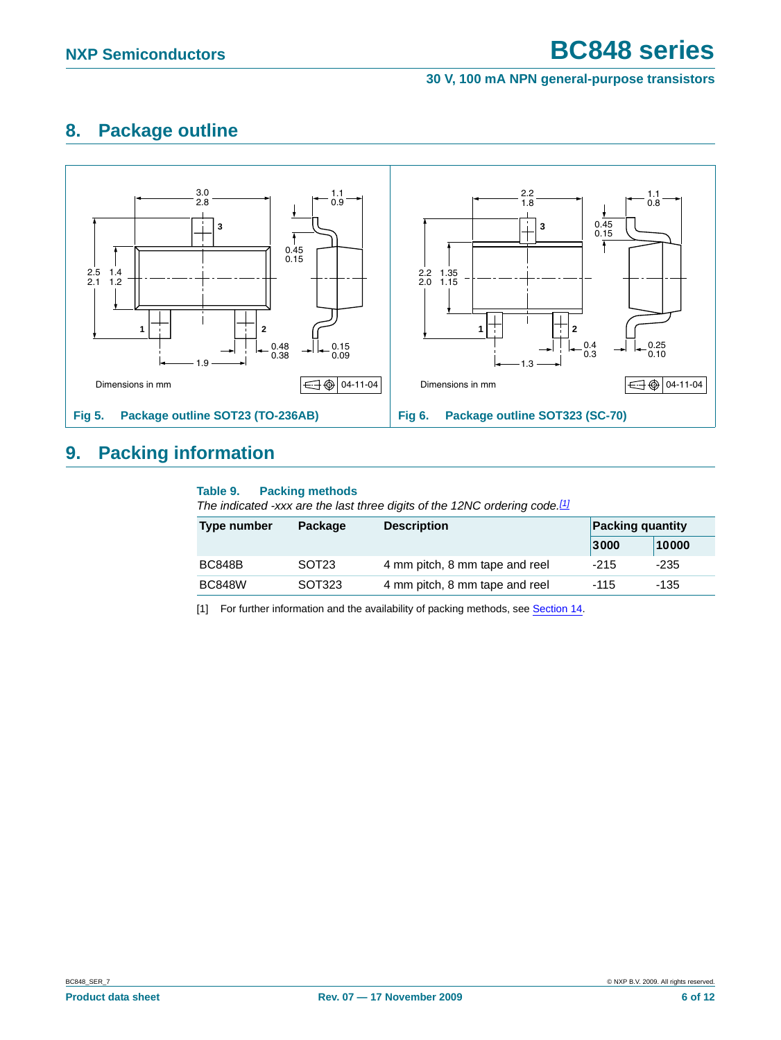## 8. Package outline

Dimensions in mm

04-11-04

Fig 5. Package outline SOT23 (TO-236AB)

Dimensions in mm

04-11-04

Fig 6. Package outline SOT323 (SC-70)

## 9. Packing information

**Table 9. Packing methods**

*The indicated -xxx are the last three digits of the 12NC ordering code.*[1]

| Type number | Package | Description | Packing quantity | |
|---|---|---|---|---|
| | | | 3000 | 10000 |
| BC848B | SOT23 | 4 mm pitch, 8 mm tape and reel | -215 | -235 |
| BC848W | SOT323 | 4 mm pitch, 8 mm tape and reel | -115 | -135 |

[1] For further information and the availability of packing methods, see Section 14.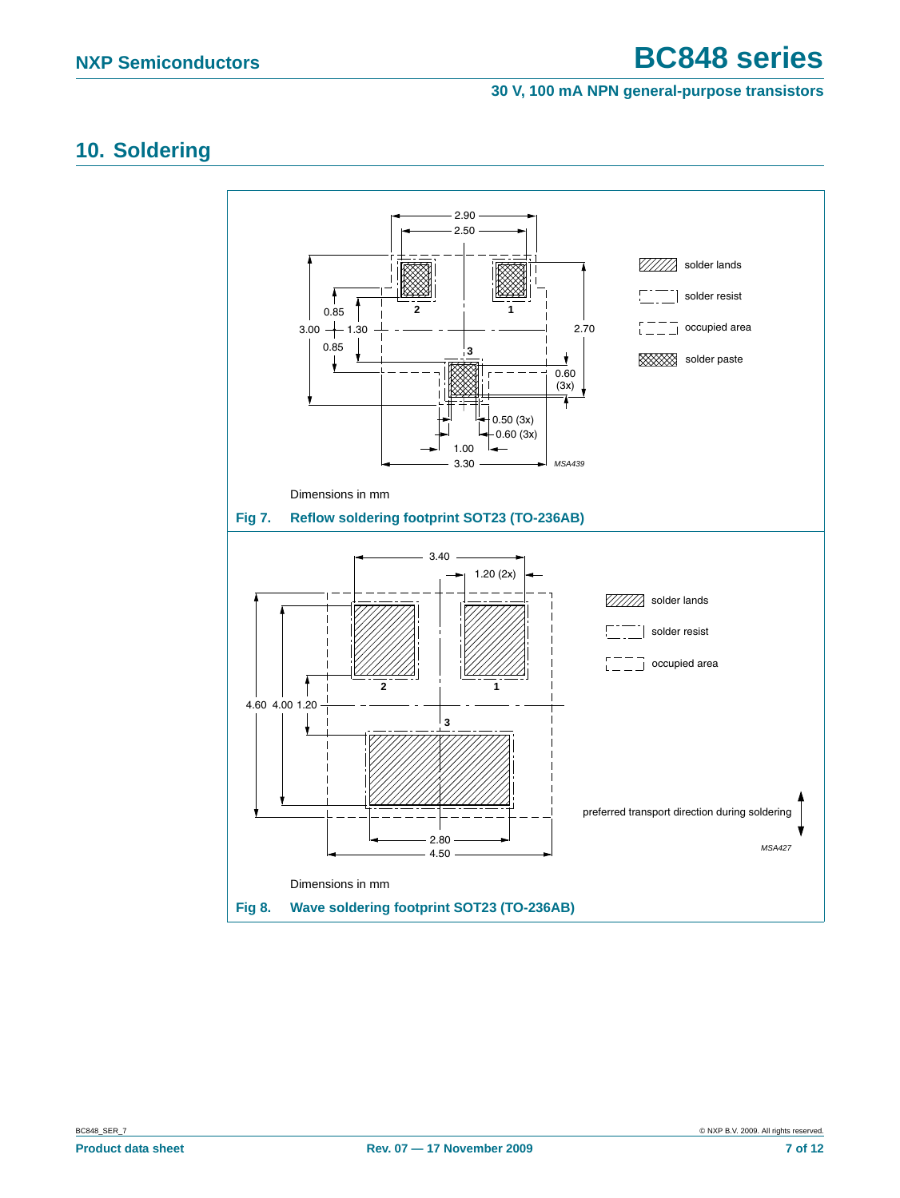## 10. Soldering

Dimensions in mm

**Fig 7. Reflow soldering footprint SOT23 (TO-236AB)**

Dimensions in mm

**Fig 8. Wave soldering footprint SOT23 (TO-236AB)**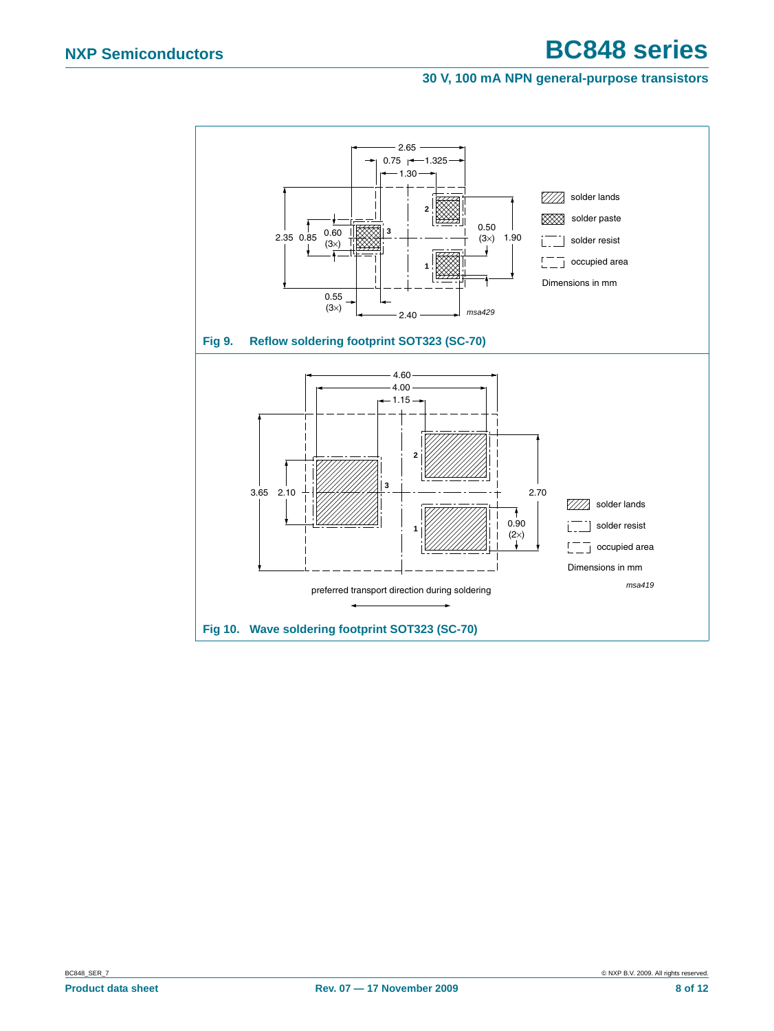Fig 9. Reflow soldering footprint SOT323 (SC-70)

Fig 10. Wave soldering footprint SOT323 (SC-70)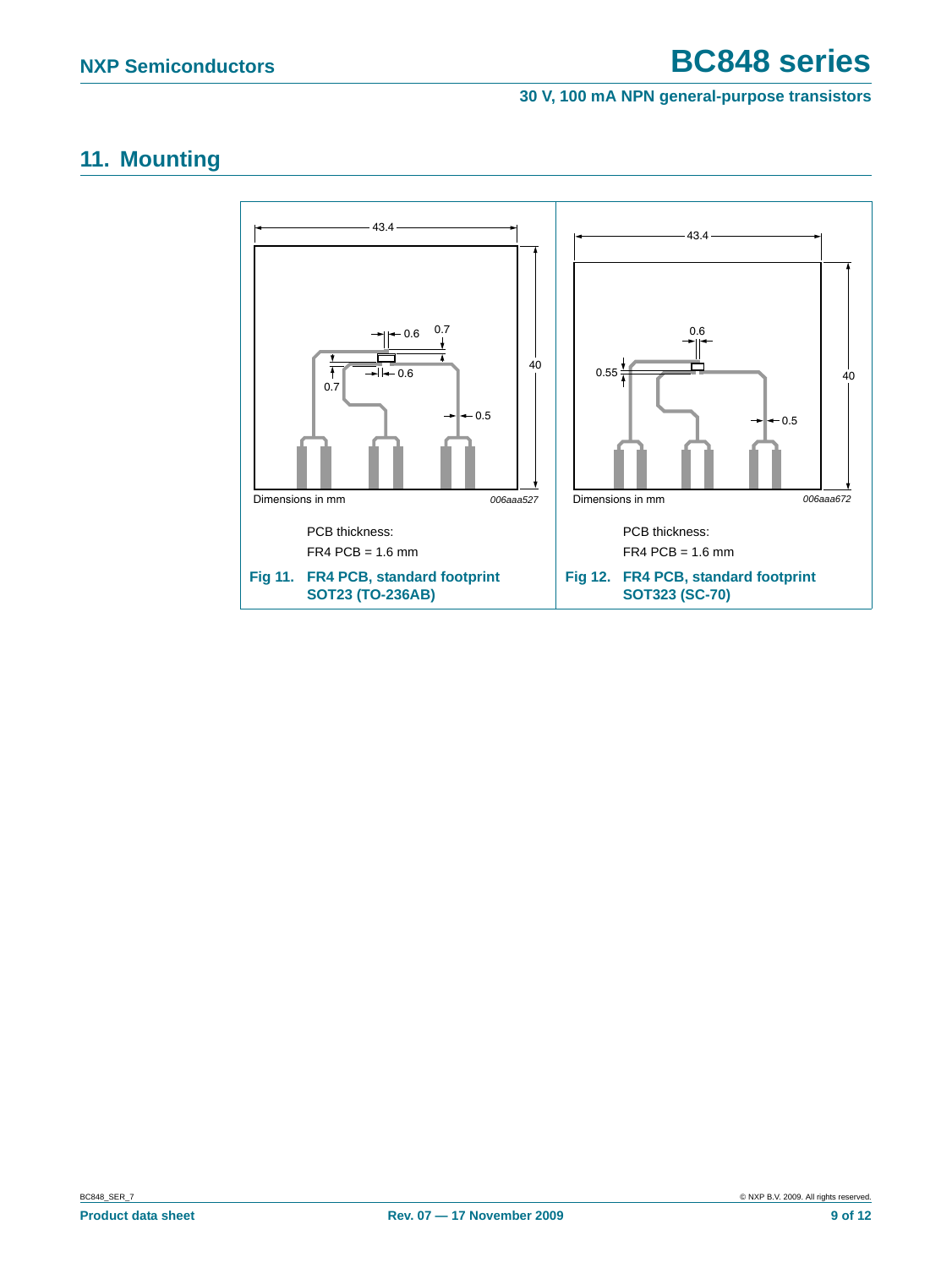## 11. Mounting

Dimensions in mm

006aaa527

PCB thickness:

FR4 PCB = 1.6 mm

**Fig 11. FR4 PCB, standard footprint SOT23 (TO-236AB)**

Dimensions in mm

006aaa672

PCB thickness:

FR4 PCB = 1.6 mm

**Fig 12. FR4 PCB, standard footprint SOT323 (SC-70)**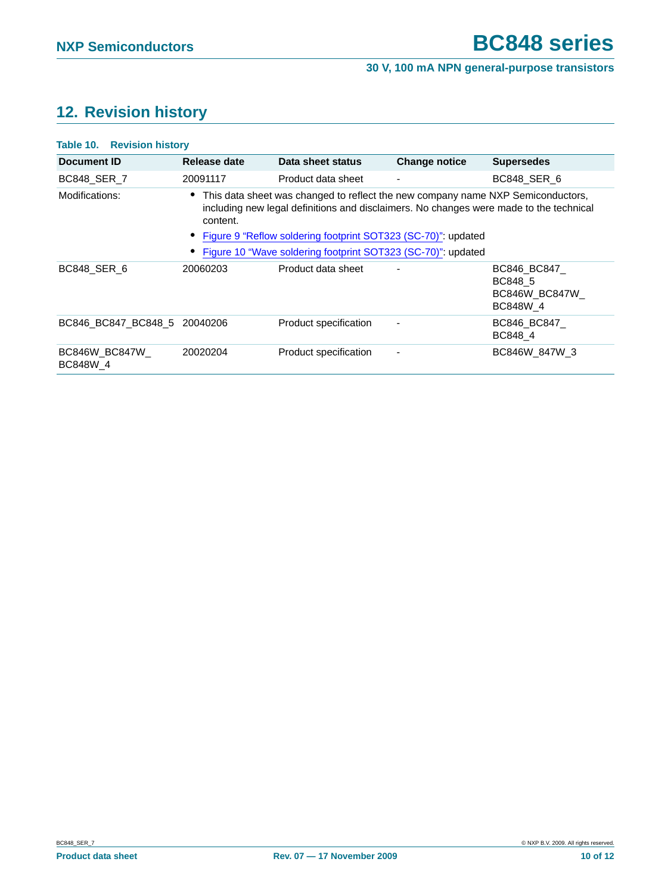## 12. Revision history

**Table 10. Revision history**

| Document ID | Release date | Data sheet status | Change notice | Supersedes |
|---|---|---|---|---|
| BC848_SER_7 | 20091117 | Product data sheet | - | BC848_SER_6 |
| Modifications: | • This data sheet was changed to reflect the new company name NXP Semiconductors, including new legal definitions and disclaimers. No changes were made to the technical content. • Figure 9 “Reflow soldering footprint SOT323 (SC-70)”: updated • Figure 10 “Wave soldering footprint SOT323 (SC-70)”: updated | | | |
| BC848_SER_6 | 20060203 | Product data sheet | - | BC846_BC847_BC848_5 BC846W_BC847W_BC848W_4 |
| BC846_BC847_BC848_5 | 20040206 | Product specification | - | BC846_BC847_BC848_4 |
| BC846W_BC847W_BC848W_4 | 20020204 | Product specification | - | BC846W_847W_3 |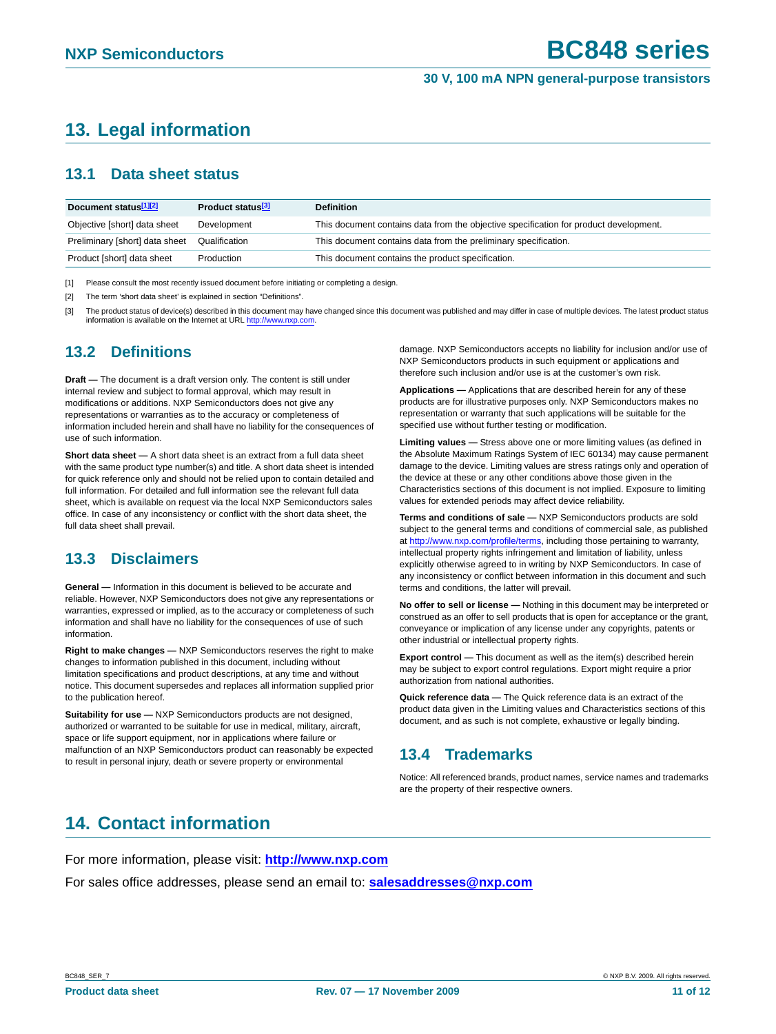# 13. Legal information

## 13.1 Data sheet status

| Document status[1][2] | Product status[3] | Definition |
|---|---|---|
| Objective [short] data sheet | Development | This document contains data from the objective specification for product development. |
| Preliminary [short] data sheet | Qualification | This document contains data from the preliminary specification. |
| Product [short] data sheet | Production | This document contains the product specification. |

[1] Please consult the most recently issued document before initiating or completing a design.

[2] The term 'short data sheet' is explained in section "Definitions".

[3] The product status of device(s) described in this document may have changed since this document was published and may differ in case of multiple devices. The latest product status information is available on the Internet at URL http://www.nxp.com.

## 13.2 Definitions

**Draft —** The document is a draft version only. The content is still under internal review and subject to formal approval, which may result in modifications or additions. NXP Semiconductors does not give any representations or warranties as to the accuracy or completeness of information included herein and shall have no liability for the consequences of use of such information.

**Short data sheet —** A short data sheet is an extract from a full data sheet with the same product type number(s) and title. A short data sheet is intended for quick reference only and should not be relied upon to contain detailed and full information. For detailed and full information see the relevant full data sheet, which is available on request via the local NXP Semiconductors sales office. In case of any inconsistency or conflict with the short data sheet, the full data sheet shall prevail.

## 13.3 Disclaimers

**General —** Information in this document is believed to be accurate and reliable. However, NXP Semiconductors does not give any representations or warranties, expressed or implied, as to the accuracy or completeness of such information and shall have no liability for the consequences of use of such information.

**Right to make changes —** NXP Semiconductors reserves the right to make changes to information published in this document, including without limitation specifications and product descriptions, at any time and without notice. This document supersedes and replaces all information supplied prior to the publication hereof.

**Suitability for use —** NXP Semiconductors products are not designed, authorized or warranted to be suitable for use in medical, military, aircraft, space or life support equipment, nor in applications where failure or malfunction of an NXP Semiconductors product can reasonably be expected to result in personal injury, death or severe property or environmental damage. NXP Semiconductors accepts no liability for inclusion and/or use of NXP Semiconductors products in such equipment or applications and therefore such inclusion and/or use is at the customer's own risk.

**Applications —** Applications that are described herein for any of these products are for illustrative purposes only. NXP Semiconductors makes no representation or warranty that such applications will be suitable for the specified use without further testing or modification.

**Limiting values —** Stress above one or more limiting values (as defined in the Absolute Maximum Ratings System of IEC 60134) may cause permanent damage to the device. Limiting values are stress ratings only and operation of the device at these or any other conditions above those given in the Characteristics sections of this document is not implied. Exposure to limiting values for extended periods may affect device reliability.

**Terms and conditions of sale —** NXP Semiconductors products are sold subject to the general terms and conditions of commercial sale, as published at http://www.nxp.com/profile/terms, including those pertaining to warranty, intellectual property rights infringement and limitation of liability, unless explicitly otherwise agreed to in writing by NXP Semiconductors. In case of any inconsistency or conflict between information in this document and such terms and conditions, the latter will prevail.

**No offer to sell or license —** Nothing in this document may be interpreted or construed as an offer to sell products that is open for acceptance or the grant, conveyance or implication of any license under any copyrights, patents or other industrial or intellectual property rights.

**Export control —** This document as well as the item(s) described herein may be subject to export control regulations. Export might require a prior authorization from national authorities.

**Quick reference data —** The Quick reference data is an extract of the product data given in the Limiting values and Characteristics sections of this document, and as such is not complete, exhaustive or legally binding.

## 13.4 Trademarks

Notice: All referenced brands, product names, service names and trademarks are the property of their respective owners.

# 14. Contact information

For more information, please visit: **http://www.nxp.com**

For sales office addresses, please send an email to: **salesaddresses@nxp.com**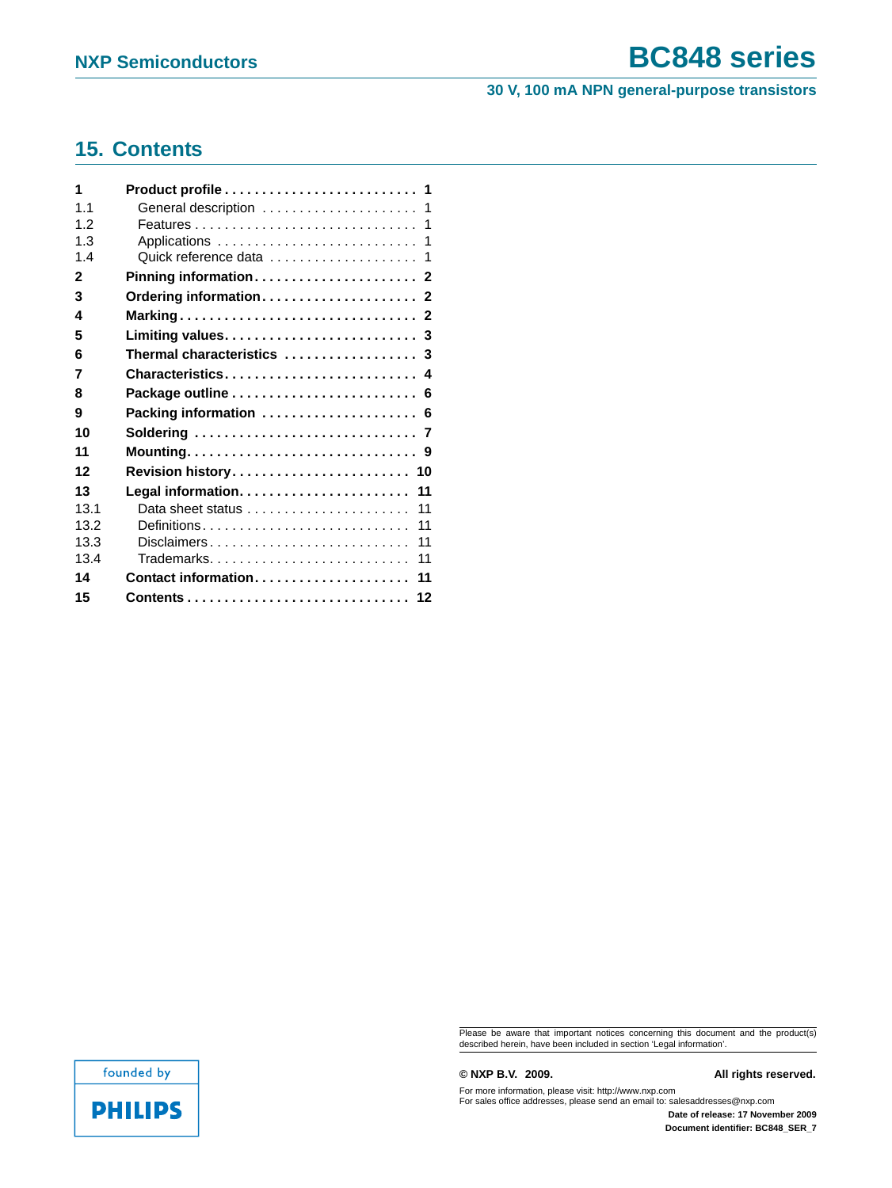## 15. Contents

| | | |
|---|---|---|
| **1** | **Product profile** | **1** |
| 1.1 | General description | 1 |
| 1.2 | Features | 1 |
| 1.3 | Applications | 1 |
| 1.4 | Quick reference data | 1 |
| **2** | **Pinning information** | **2** |
| **3** | **Ordering information** | **2** |
| **4** | **Marking** | **2** |
| **5** | **Limiting values** | **3** |
| **6** | **Thermal characteristics** | **3** |
| **7** | **Characteristics** | **4** |
| **8** | **Package outline** | **6** |
| **9** | **Packing information** | **6** |
| **10** | **Soldering** | **7** |
| **11** | **Mounting** | **9** |
| **12** | **Revision history** | **10** |
| **13** | **Legal information** | **11** |
| 13.1 | Data sheet status | 11 |
| 13.2 | Definitions | 11 |
| 13.3 | Disclaimers | 11 |
| 13.4 | Trademarks | 11 |
| **14** | **Contact information** | **11** |
| **15** | **Contents** | **12** |

Please be aware that important notices concerning this document and the product(s) described herein, have been included in section 'Legal information'.

**© NXP B.V. 2009.** **All rights reserved.**

For more information, please visit: http://www.nxp.com
For sales office addresses, please send an email to: salesaddresses@nxp.com

**Date of release: 17 November 2009**
**Document identifier: BC848_SER_7**

founded by

PHILIPS